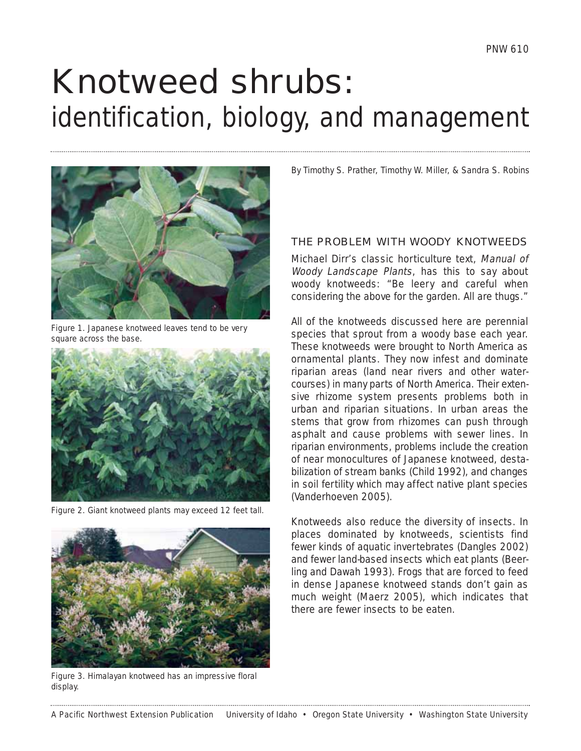# Knotweed shrubs: identification, biology, and management

Figure 1. Japanese knotweed leaves tend to be very square across the base.

Figure 2. Giant knotweed plants may exceed 12 feet tall.

Figure 3. Himalayan knotweed has an impressive floral display.

By Timothy S. Prather, Timothy W. Miller, & Sandra S. Robins

## THE PROBLEM WITH WOODY KNOTWEEDS

Michael Dirr's classic horticulture text, *Manual of Woody Landscape Plants*, has this to say about woody knotweeds: "Be leery and careful when considering the above for the garden. All are thugs."

All of the knotweeds discussed here are perennial species that sprout from a woody base each year. These knotweeds were brought to North America as ornamental plants. They now infest and dominate riparian areas (land near rivers and other watercourses) in many parts of North America. Their extensive rhizome system presents problems both in urban and riparian situations. In urban areas the stems that grow from rhizomes can push through asphalt and cause problems with sewer lines. In riparian environments, problems include the creation of near monocultures of Japanese knotweed, destabilization of stream banks (Child 1992), and changes in soil fertility which may affect native plant species (Vanderhoeven 2005).

Knotweeds also reduce the diversity of insects. In places dominated by knotweeds, scientists find fewer kinds of aquatic invertebrates (Dangles 2002) and fewer land-based insects which eat plants (Beerling and Dawah 1993). Frogs that are forced to feed in dense Japanese knotweed stands don't gain as much weight (Maerz 2005), which indicates that there are fewer insects to be eaten.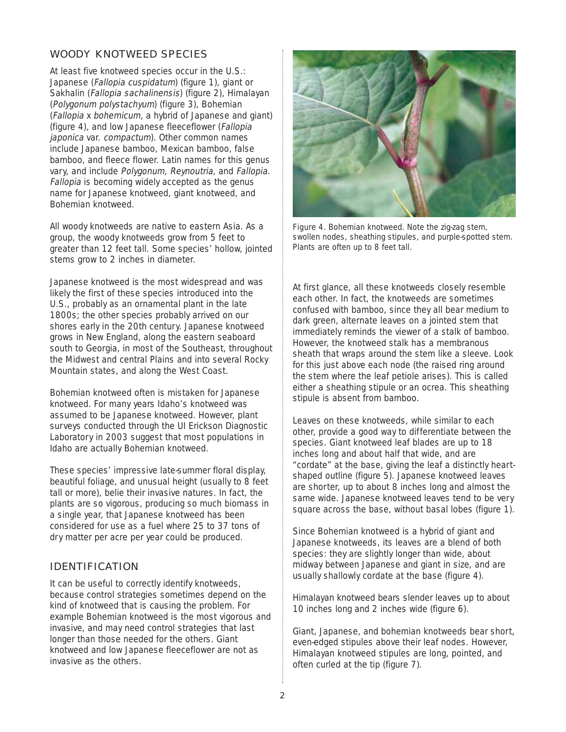## WOODY KNOTWEED SPECIES

At least five knotweed species occur in the U.S.: Japanese (*Fallopia cuspidatum*) (figure 1), giant or Sakhalin (*Fallopia sachalinensis*) (figure 2), Himalayan (*Polygonum polystachyum*) (figure 3), Bohemian (*Fallopia* x *bohemicum*, a hybrid of Japanese and giant) (figure 4), and low Japanese fleeceflower (*Fallopia japonica* var. *compactum*). Other common names include Japanese bamboo, Mexican bamboo, false bamboo, and fleece flower. Latin names for this genus vary, and include *Polygonum, Reynoutria,* and *Fallopia*. *Fallopia* is becoming widely accepted as the genus name for Japanese knotweed, giant knotweed, and Bohemian knotweed.

All woody knotweeds are native to eastern Asia. As a group, the woody knotweeds grow from 5 feet to greater than 12 feet tall. Some species' hollow, jointed stems grow to 2 inches in diameter.

Japanese knotweed is the most widespread and was likely the first of these species introduced into the U.S., probably as an ornamental plant in the late 1800s; the other species probably arrived on our shores early in the 20th century. Japanese knotweed grows in New England, along the eastern seaboard south to Georgia, in most of the Southeast, throughout the Midwest and central Plains and into several Rocky Mountain states, and along the West Coast.

Bohemian knotweed often is mistaken for Japanese knotweed. For many years Idaho's knotweed was assumed to be Japanese knotweed. However, plant surveys conducted through the UI Erickson Diagnostic Laboratory in 2003 suggest that most populations in Idaho are actually Bohemian knotweed.

These species' impressive late-summer floral display, beautiful foliage, and unusual height (usually to 8 feet tall or more), belie their invasive natures. In fact, the plants are so vigorous, producing so much biomass in a single year, that Japanese knotweed has been considered for use as a fuel where 25 to 37 tons of dry matter per acre per year could be produced.

## IDENTIFICATION

It can be useful to correctly identify knotweeds, because control strategies sometimes depend on the kind of knotweed that is causing the problem. For example Bohemian knotweed is the most vigorous and invasive, and may need control strategies that last longer than those needed for the others. Giant knotweed and low Japanese fleeceflower are not as invasive as the others.

Figure 4. Bohemian knotweed. Note the zig-zag stem, swollen nodes, sheathing stipules, and purple-spotted stem. Plants are often up to 8 feet tall.

At first glance, all these knotweeds closely resemble each other. In fact, the knotweeds are sometimes confused with bamboo, since they all bear medium to dark green, alternate leaves on a jointed stem that immediately reminds the viewer of a stalk of bamboo. However, the knotweed stalk has a membranous sheath that wraps around the stem like a sleeve. Look for this just above each node (the raised ring around the stem where the leaf petiole arises). This is called either a sheathing stipule or an ocrea. This sheathing stipule is absent from bamboo.

Leaves on these knotweeds, while similar to each other, provide a good way to differentiate between the species. Giant knotweed leaf blades are up to 18 inches long and about half that wide, and are "cordate" at the base, giving the leaf a distinctly heart-shaped outline (figure 5). Japanese knotweed leaves are shorter, up to about 8 inches long and almost the same wide. Japanese knotweed leaves tend to be very square across the base, without basal lobes (figure 1).

Since Bohemian knotweed is a hybrid of giant and Japanese knotweeds, its leaves are a blend of both species: they are slightly longer than wide, about midway between Japanese and giant in size, and are usually shallowly cordate at the base (figure 4).

Himalayan knotweed bears slender leaves up to about 10 inches long and 2 inches wide (figure 6).

Giant, Japanese, and bohemian knotweeds bear short, even-edged stipules above their leaf nodes. However, Himalayan knotweed stipules are long, pointed, and often curled at the tip (figure 7).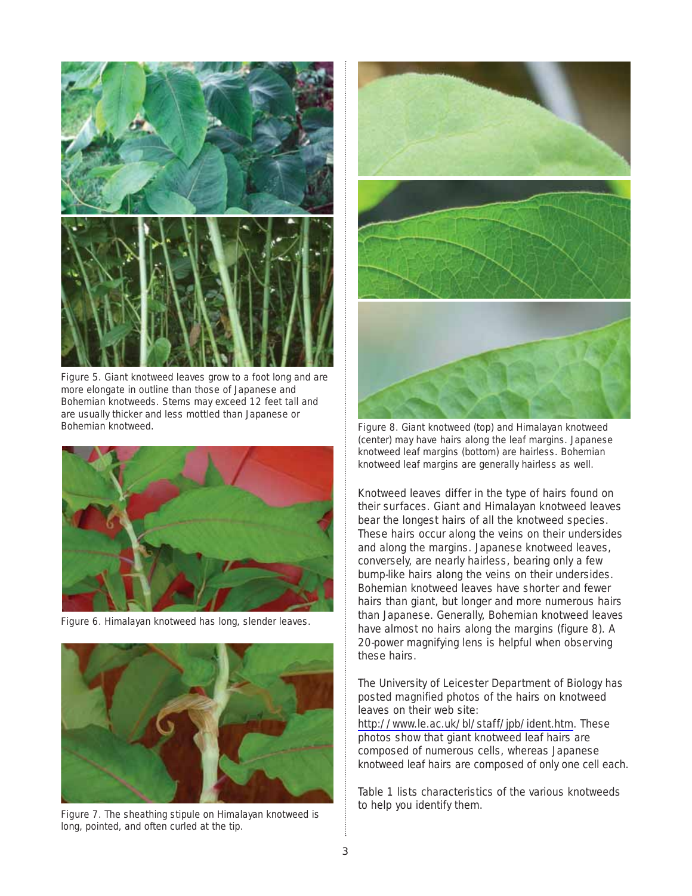Figure 5. Giant knotweed leaves grow to a foot long and are more elongate in outline than those of Japanese and Bohemian knotweeds. Stems may exceed 12 feet tall and are usually thicker and less mottled than Japanese or Bohemian knotweed.

Figure 6. Himalayan knotweed has long, slender leaves.

Figure 7. The sheathing stipule on Himalayan knotweed is long, pointed, and often curled at the tip.

Figure 8. Giant knotweed (top) and Himalayan knotweed (center) may have hairs along the leaf margins. Japanese knotweed leaf margins (bottom) are hairless. Bohemian knotweed leaf margins are generally hairless as well.

Knotweed leaves differ in the type of hairs found on their surfaces. Giant and Himalayan knotweed leaves bear the longest hairs of all the knotweed species. These hairs occur along the veins on their undersides and along the margins. Japanese knotweed leaves, conversely, are nearly hairless, bearing only a few bump-like hairs along the veins on their undersides. Bohemian knotweed leaves have shorter and fewer hairs than giant, but longer and more numerous hairs than Japanese. Generally, Bohemian knotweed leaves have almost no hairs along the margins (figure 8). A 20-power magnifying lens is helpful when observing these hairs.

The University of Leicester Department of Biology has posted magnified photos of the hairs on knotweed leaves on their web site: http://www.le.ac.uk/bl/staff/jpb/ident.htm. These photos show that giant knotweed leaf hairs are composed of numerous cells, whereas Japanese knotweed leaf hairs are composed of only one cell each.

Table 1 lists characteristics of the various knotweeds to help you identify them.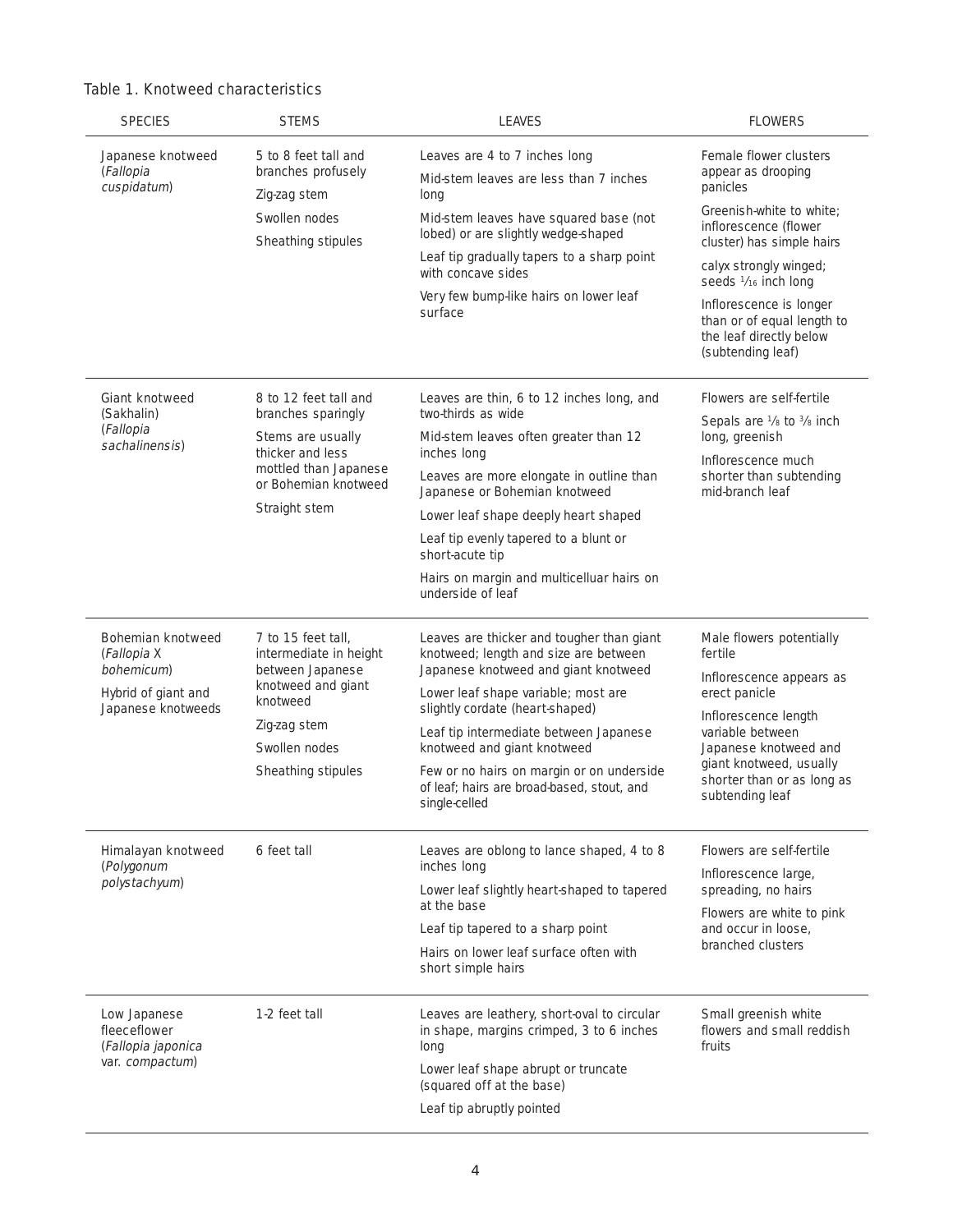Table 1. Knotweed characteristics

| SPECIES | STEMS | LEAVES | FLOWERS |
|---|---|---|---|
| Japanese knotweed (*Fallopia cuspidatum*) | 5 to 8 feet tall and branches profusely<br>Zig-zag stem<br>Swollen nodes<br>Sheathing stipules | Leaves are 4 to 7 inches long<br>Mid-stem leaves are less than 7 inches long<br>Mid-stem leaves have squared base (not lobed) or are slightly wedge-shaped<br>Leaf tip gradually tapers to a sharp point with concave sides<br>Very few bump-like hairs on lower leaf surface | Female flower clusters appear as drooping panicles<br>Greenish-white to white; inflorescence (flower cluster) has simple hairs<br>calyx strongly winged; seeds 1/16 inch long<br>Inflorescence is longer than or of equal length to the leaf directly below (subtending leaf) |
| Giant knotweed (Sakhalin) (*Fallopia sachalinensis*) | 8 to 12 feet tall and branches sparingly<br>Stems are usually thicker and less mottled than Japanese or Bohemian knotweed<br>Straight stem | Leaves are thin, 6 to 12 inches long, and two-thirds as wide<br>Mid-stem leaves often greater than 12 inches long<br>Leaves are more elongate in outline than Japanese or Bohemian knotweed<br>Lower leaf shape deeply heart shaped<br>Leaf tip evenly tapered to a blunt or short-acute tip<br>Hairs on margin and multicelluar hairs on underside of leaf | Flowers are self-fertile<br>Sepals are 1/8 to 3/8 inch long, greenish<br>Inflorescence much shorter than subtending mid-branch leaf |
| Bohemian knotweed (*Fallopia* X *bohemicum*)<br>Hybrid of giant and Japanese knotweeds | 7 to 15 feet tall, intermediate in height between Japanese knotweed and giant knotweed<br>Zig-zag stem<br>Swollen nodes<br>Sheathing stipules | Leaves are thicker and tougher than giant knotweed; length and size are between Japanese knotweed and giant knotweed<br>Lower leaf shape variable; most are slightly cordate (heart-shaped)<br>Leaf tip intermediate between Japanese knotweed and giant knotweed<br>Few or no hairs on margin or on underside of leaf; hairs are broad-based, stout, and single-celled | Male flowers potentially fertile<br>Inflorescence appears as erect panicle<br>Inflorescence length variable between Japanese knotweed and giant knotweed, usually shorter than or as long as subtending leaf |
| Himalayan knotweed (*Polygonum polystachyum*) | 6 feet tall | Leaves are oblong to lance shaped, 4 to 8 inches long<br>Lower leaf slightly heart-shaped to tapered at the base<br>Leaf tip tapered to a sharp point<br>Hairs on lower leaf surface often with short simple hairs | Flowers are self-fertile<br>Inflorescence large, spreading, no hairs<br>Flowers are white to pink and occur in loose, branched clusters |
| Low Japanese fleeceflower (*Fallopia japonica* var. *compactum*) | 1-2 feet tall | Leaves are leathery, short-oval to circular in shape, margins crimped, 3 to 6 inches long<br>Lower leaf shape abrupt or truncate (squared off at the base)<br>Leaf tip abruptly pointed | Small greenish white flowers and small reddish fruits |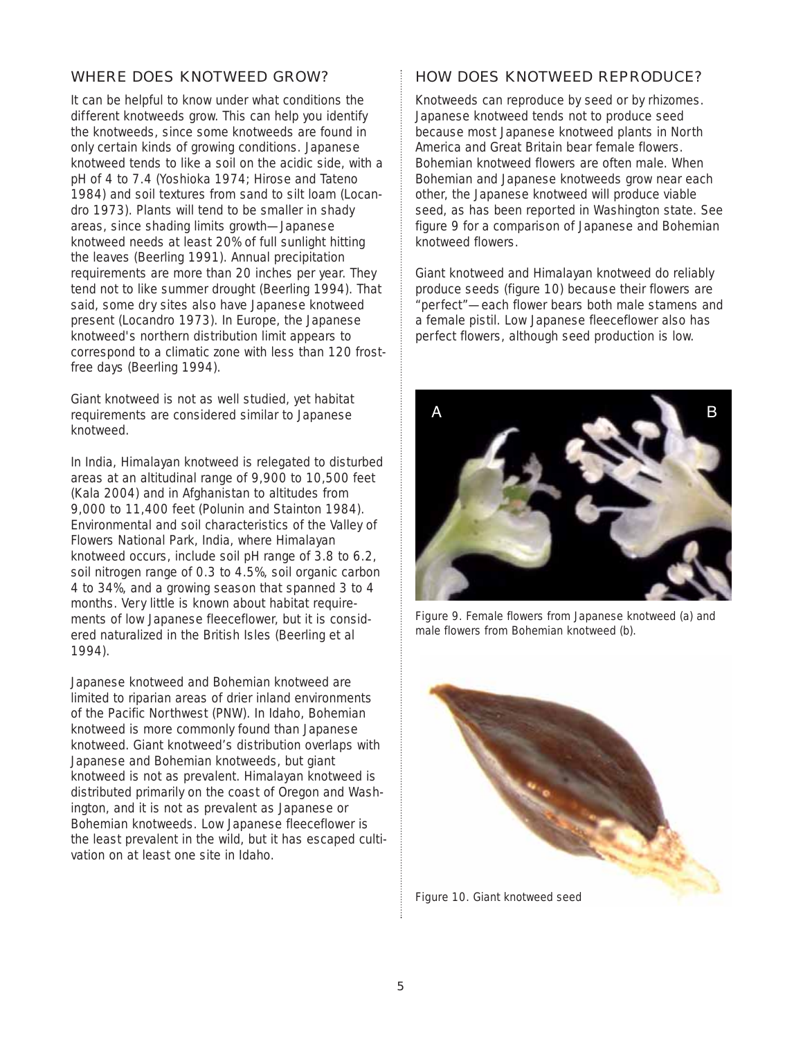## WHERE DOES KNOTWEED GROW?

It can be helpful to know under what conditions the different knotweeds grow. This can help you identify the knotweeds, since some knotweeds are found in only certain kinds of growing conditions. Japanese knotweed tends to like a soil on the acidic side, with a pH of 4 to 7.4 (Yoshioka 1974; Hirose and Tateno 1984) and soil textures from sand to silt loam (Locandro 1973). Plants will tend to be smaller in shady areas, since shading limits growth—Japanese knotweed needs at least 20% of full sunlight hitting the leaves (Beerling 1991). Annual precipitation requirements are more than 20 inches per year. They tend not to like summer drought (Beerling 1994). That said, some dry sites also have Japanese knotweed present (Locandro 1973). In Europe, the Japanese knotweed's northern distribution limit appears to correspond to a climatic zone with less than 120 frost-free days (Beerling 1994).

Giant knotweed is not as well studied, yet habitat requirements are considered similar to Japanese knotweed.

In India, Himalayan knotweed is relegated to disturbed areas at an altitudinal range of 9,900 to 10,500 feet (Kala 2004) and in Afghanistan to altitudes from 9,000 to 11,400 feet (Polunin and Stainton 1984). Environmental and soil characteristics of the Valley of Flowers National Park, India, where Himalayan knotweed occurs, include soil pH range of 3.8 to 6.2, soil nitrogen range of 0.3 to 4.5%, soil organic carbon 4 to 34%, and a growing season that spanned 3 to 4 months. Very little is known about habitat requirements of low Japanese fleeceflower, but it is considered naturalized in the British Isles (Beerling et al 1994).

Japanese knotweed and Bohemian knotweed are limited to riparian areas of drier inland environments of the Pacific Northwest (PNW). In Idaho, Bohemian knotweed is more commonly found than Japanese knotweed. Giant knotweed's distribution overlaps with Japanese and Bohemian knotweeds, but giant knotweed is not as prevalent. Himalayan knotweed is distributed primarily on the coast of Oregon and Washington, and it is not as prevalent as Japanese or Bohemian knotweeds. Low Japanese fleeceflower is the least prevalent in the wild, but it has escaped cultivation on at least one site in Idaho.

## HOW DOES KNOTWEED REPRODUCE?

Knotweeds can reproduce by seed or by rhizomes. Japanese knotweed tends not to produce seed because most Japanese knotweed plants in North America and Great Britain bear female flowers. Bohemian knotweed flowers are often male. When Bohemian and Japanese knotweeds grow near each other, the Japanese knotweed will produce viable seed, as has been reported in Washington state. See figure 9 for a comparison of Japanese and Bohemian knotweed flowers.

Giant knotweed and Himalayan knotweed do reliably produce seeds (figure 10) because their flowers are "perfect"—each flower bears both male stamens and a female pistil. Low Japanese fleeceflower also has perfect flowers, although seed production is low.

Figure 9. Female flowers from Japanese knotweed (a) and male flowers from Bohemian knotweed (b).

Figure 10. Giant knotweed seed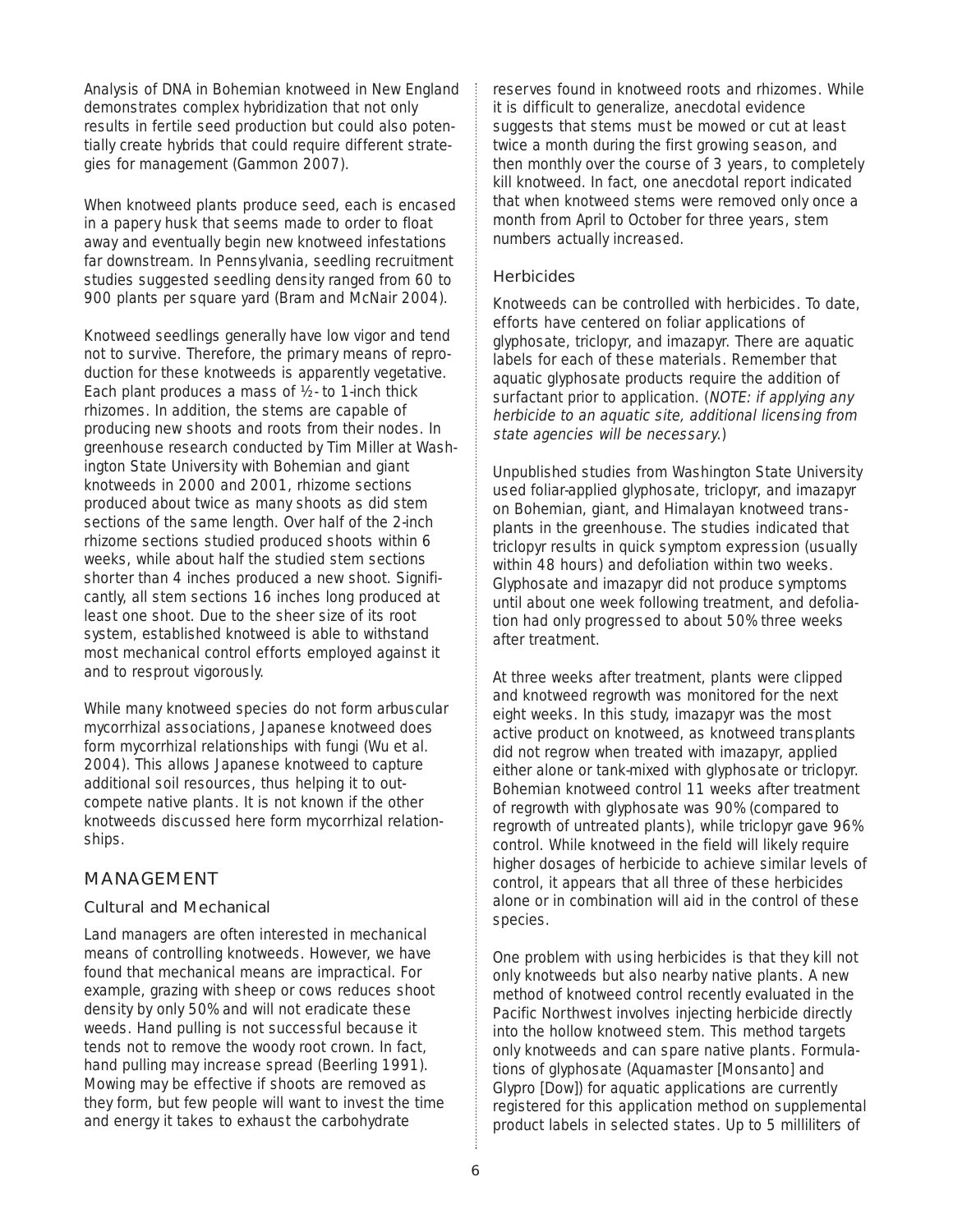Analysis of DNA in Bohemian knotweed in New England demonstrates complex hybridization that not only results in fertile seed production but could also potentially create hybrids that could require different strategies for management (Gammon 2007).

When knotweed plants produce seed, each is encased in a papery husk that seems made to order to float away and eventually begin new knotweed infestations far downstream. In Pennsylvania, seedling recruitment studies suggested seedling density ranged from 60 to 900 plants per square yard (Bram and McNair 2004).

Knotweed seedlings generally have low vigor and tend not to survive. Therefore, the primary means of reproduction for these knotweeds is apparently vegetative. Each plant produces a mass of ½- to 1-inch thick rhizomes. In addition, the stems are capable of producing new shoots and roots from their nodes. In greenhouse research conducted by Tim Miller at Washington State University with Bohemian and giant knotweeds in 2000 and 2001, rhizome sections produced about twice as many shoots as did stem sections of the same length. Over half of the 2-inch rhizome sections studied produced shoots within 6 weeks, while about half the studied stem sections shorter than 4 inches produced a new shoot. Significantly, all stem sections 16 inches long produced at least one shoot. Due to the sheer size of its root system, established knotweed is able to withstand most mechanical control efforts employed against it and to resprout vigorously.

While many knotweed species do not form arbuscular mycorrhizal associations, Japanese knotweed does form mycorrhizal relationships with fungi (Wu et al. 2004). This allows Japanese knotweed to capture additional soil resources, thus helping it to outcompete native plants. It is not known if the other knotweeds discussed here form mycorrhizal relationships.

## MANAGEMENT

### Cultural and Mechanical

Land managers are often interested in mechanical means of controlling knotweeds. However, we have found that mechanical means are impractical. For example, grazing with sheep or cows reduces shoot density by only 50% and will not eradicate these weeds. Hand pulling is not successful because it tends not to remove the woody root crown. In fact, hand pulling may increase spread (Beerling 1991). Mowing may be effective if shoots are removed as they form, but few people will want to invest the time and energy it takes to exhaust the carbohydrate reserves found in knotweed roots and rhizomes. While it is difficult to generalize, anecdotal evidence suggests that stems must be mowed or cut at least twice a month during the first growing season, and then monthly over the course of 3 years, to completely kill knotweed. In fact, one anecdotal report indicated that when knotweed stems were removed only once a month from April to October for three years, stem numbers actually increased.

### Herbicides

Knotweeds can be controlled with herbicides. To date, efforts have centered on foliar applications of glyphosate, triclopyr, and imazapyr. There are aquatic labels for each of these materials. Remember that aquatic glyphosate products require the addition of surfactant prior to application. (*NOTE: if applying any herbicide to an aquatic site, additional licensing from state agencies will be necessary.*)

Unpublished studies from Washington State University used foliar-applied glyphosate, triclopyr, and imazapyr on Bohemian, giant, and Himalayan knotweed transplants in the greenhouse. The studies indicated that triclopyr results in quick symptom expression (usually within 48 hours) and defoliation within two weeks. Glyphosate and imazapyr did not produce symptoms until about one week following treatment, and defoliation had only progressed to about 50% three weeks after treatment.

At three weeks after treatment, plants were clipped and knotweed regrowth was monitored for the next eight weeks. In this study, imazapyr was the most active product on knotweed, as knotweed transplants did not regrow when treated with imazapyr, applied either alone or tank-mixed with glyphosate or triclopyr. Bohemian knotweed control 11 weeks after treatment of regrowth with glyphosate was 90% (compared to regrowth of untreated plants), while triclopyr gave 96% control. While knotweed in the field will likely require higher dosages of herbicide to achieve similar levels of control, it appears that all three of these herbicides alone or in combination will aid in the control of these species.

One problem with using herbicides is that they kill not only knotweeds but also nearby native plants. A new method of knotweed control recently evaluated in the Pacific Northwest involves injecting herbicide directly into the hollow knotweed stem. This method targets only knotweeds and can spare native plants. Formulations of glyphosate (Aquamaster [Monsanto] and Glypro [Dow]) for aquatic applications are currently registered for this application method on supplemental product labels in selected states. Up to 5 milliliters of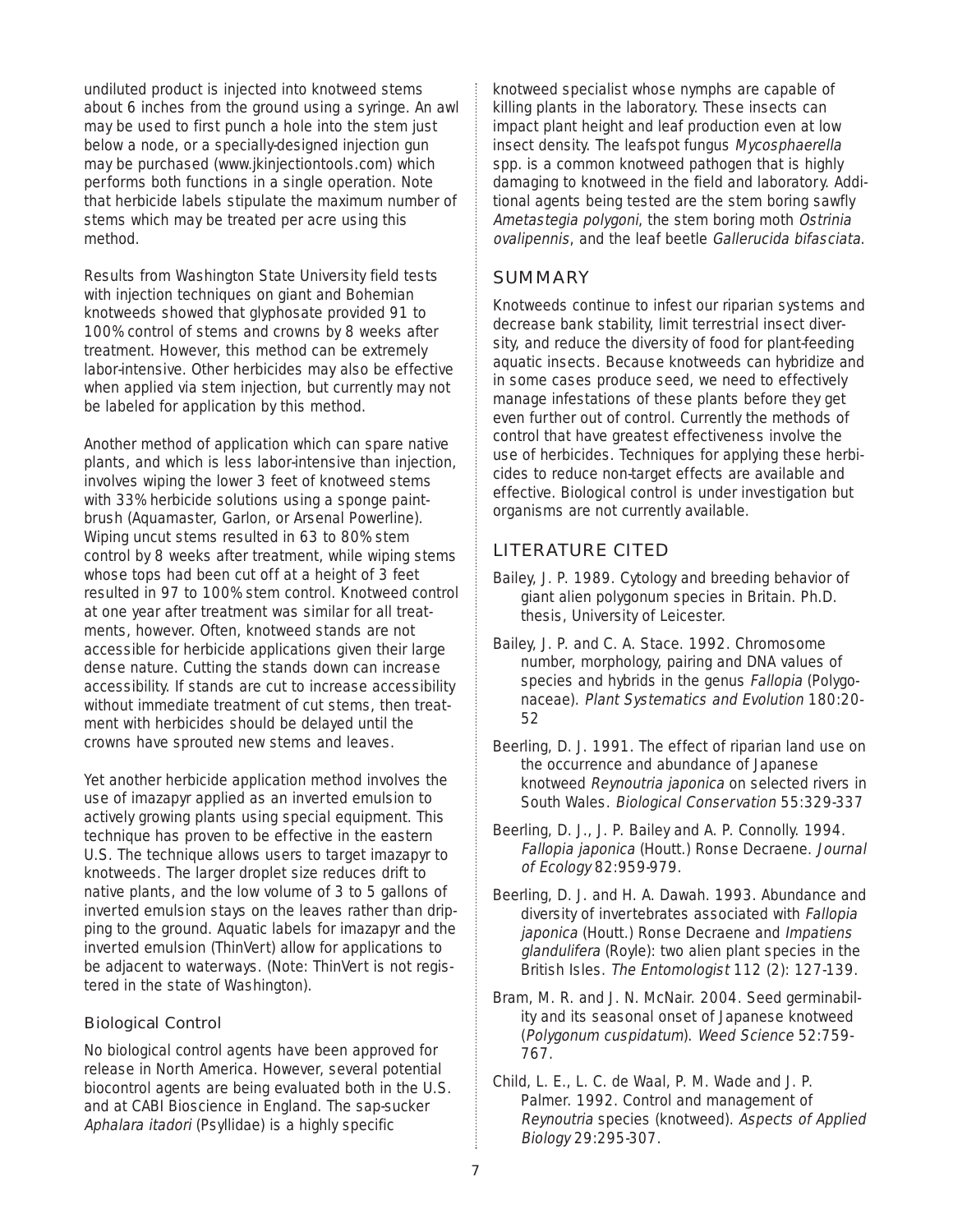undiluted product is injected into knotweed stems about 6 inches from the ground using a syringe. An awl may be used to first punch a hole into the stem just below a node, or a specially-designed injection gun may be purchased (www.jkinjectiontools.com) which performs both functions in a single operation. Note that herbicide labels stipulate the maximum number of stems which may be treated per acre using this method.

Results from Washington State University field tests with injection techniques on giant and Bohemian knotweeds showed that glyphosate provided 91 to 100% control of stems and crowns by 8 weeks after treatment. However, this method can be extremely labor-intensive. Other herbicides may also be effective when applied via stem injection, but currently may not be labeled for application by this method.

Another method of application which can spare native plants, and which is less labor-intensive than injection, involves wiping the lower 3 feet of knotweed stems with 33% herbicide solutions using a sponge paint-brush (Aquamaster, Garlon, or Arsenal Powerline). Wiping uncut stems resulted in 63 to 80% stem control by 8 weeks after treatment, while wiping stems whose tops had been cut off at a height of 3 feet resulted in 97 to 100% stem control. Knotweed control at one year after treatment was similar for all treatments, however. Often, knotweed stands are not accessible for herbicide applications given their large dense nature. Cutting the stands down can increase accessibility. If stands are cut to increase accessibility without immediate treatment of cut stems, then treatment with herbicides should be delayed until the crowns have sprouted new stems and leaves.

Yet another herbicide application method involves the use of imazapyr applied as an inverted emulsion to actively growing plants using special equipment. This technique has proven to be effective in the eastern U.S. The technique allows users to target imazapyr to knotweeds. The larger droplet size reduces drift to native plants, and the low volume of 3 to 5 gallons of inverted emulsion stays on the leaves rather than dripping to the ground. Aquatic labels for imazapyr and the inverted emulsion (ThinVert) allow for applications to be adjacent to waterways. (Note: ThinVert is not registered in the state of Washington).

### Biological Control

No biological control agents have been approved for release in North America. However, several potential biocontrol agents are being evaluated both in the U.S. and at CABI Bioscience in England. The sap-sucker *Aphalara itadori* (Psyllidae) is a highly specific knotweed specialist whose nymphs are capable of killing plants in the laboratory. These insects can impact plant height and leaf production even at low insect density. The leafspot fungus *Mycosphaerella* spp. is a common knotweed pathogen that is highly damaging to knotweed in the field and laboratory. Additional agents being tested are the stem boring sawfly *Ametastegia polygoni*, the stem boring moth *Ostrinia ovalipennis*, and the leaf beetle *Gallerucida bifasciata*.

## SUMMARY

Knotweeds continue to infest our riparian systems and decrease bank stability, limit terrestrial insect diversity, and reduce the diversity of food for plant-feeding aquatic insects. Because knotweeds can hybridize and in some cases produce seed, we need to effectively manage infestations of these plants before they get even further out of control. Currently the methods of control that have greatest effectiveness involve the use of herbicides. Techniques for applying these herbicides to reduce non-target effects are available and effective. Biological control is under investigation but organisms are not currently available.

## LITERATURE CITED

Bailey, J. P. 1989. Cytology and breeding behavior of giant alien polygonum species in Britain. Ph.D. thesis, University of Leicester.

Bailey, J. P. and C. A. Stace. 1992. Chromosome number, morphology, pairing and DNA values of species and hybrids in the genus *Fallopia* (Polygonaceae). *Plant Systematics and Evolution* 180:20-52

Beerling, D. J. 1991. The effect of riparian land use on the occurrence and abundance of Japanese knotweed *Reynoutria japonica* on selected rivers in South Wales. *Biological Conservation* 55:329-337

Beerling, D. J., J. P. Bailey and A. P. Connolly. 1994. *Fallopia japonica* (Houtt.) Ronse Decraene. *Journal of Ecology* 82:959-979.

Beerling, D. J. and H. A. Dawah. 1993. Abundance and diversity of invertebrates associated with *Fallopia japonica* (Houtt.) Ronse Decraene and *Impatiens glandulifera* (Royle): two alien plant species in the British Isles. *The Entomologist* 112 (2): 127-139.

Bram, M. R. and J. N. McNair. 2004. Seed germinability and its seasonal onset of Japanese knotweed (*Polygonum cuspidatum*). *Weed Science* 52:759-767.

Child, L. E., L. C. de Waal, P. M. Wade and J. P. Palmer. 1992. Control and management of *Reynoutria* species (knotweed). *Aspects of Applied Biology* 29:295-307.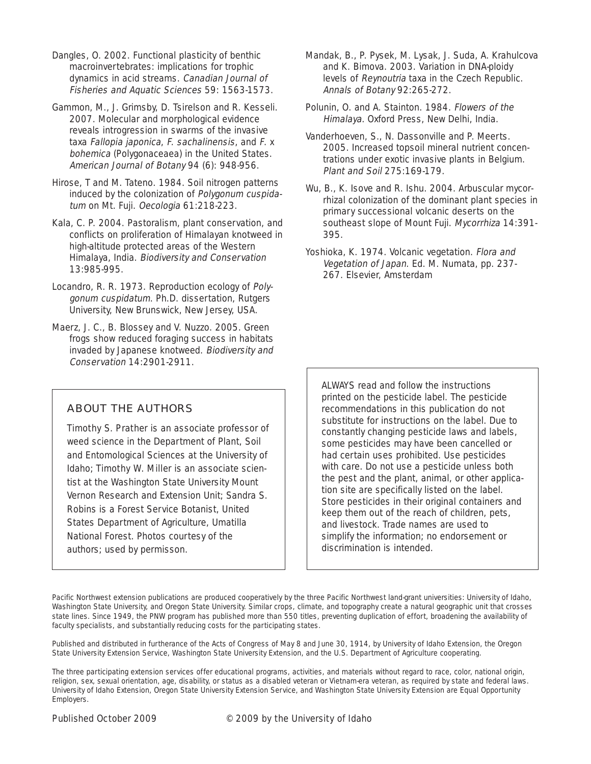Dangles, O. 2002. Functional plasticity of benthic macroinvertebrates: implications for trophic dynamics in acid streams. *Canadian Journal of Fisheries and Aquatic Sciences* 59: 1563-1573.

Gammon, M., J. Grimsby, D. Tsirelson and R. Kesseli. 2007. Molecular and morphological evidence reveals introgression in swarms of the invasive taxa *Fallopia japonica*, *F. sachalinensis*, and *F.* x *bohemica* (Polygonaceaea) in the United States. *American Journal of Botany* 94 (6): 948-956.

Hirose, T and M. Tateno. 1984. Soil nitrogen patterns induced by the colonization of *Polygonum cuspidatum* on Mt. Fuji. *Oecologia* 61:218-223.

Kala, C. P. 2004. Pastoralism, plant conservation, and conflicts on proliferation of Himalayan knotweed in high-altitude protected areas of the Western Himalaya, India. *Biodiversity and Conservation* 13:985-995.

Locandro, R. R. 1973. Reproduction ecology of *Polygonum cuspidatum*. Ph.D. dissertation, Rutgers University, New Brunswick, New Jersey, USA.

Maerz, J. C., B. Blossey and V. Nuzzo. 2005. Green frogs show reduced foraging success in habitats invaded by Japanese knotweed. *Biodiversity and Conservation* 14:2901-2911.

Mandak, B., P. Pysek, M. Lysak, J. Suda, A. Krahulcova and K. Bimova. 2003. Variation in DNA-ploidy levels of *Reynoutria* taxa in the Czech Republic. *Annals of Botany* 92:265-272.

Polunin, O. and A. Stainton. 1984. *Flowers of the Himalaya*. Oxford Press, New Delhi, India.

Vanderhoeven, S., N. Dassonville and P. Meerts. 2005. Increased topsoil mineral nutrient concentrations under exotic invasive plants in Belgium. *Plant and Soil* 275:169-179.

Wu, B., K. Isove and R. Ishu. 2004. Arbuscular mycorrhizal colonization of the dominant plant species in primary successional volcanic deserts on the southeast slope of Mount Fuji. *Mycorrhiza* 14:391-395.

Yoshioka, K. 1974. Volcanic vegetation. *Flora and Vegetation of Japan*. Ed. M. Numata, pp. 237-267. Elsevier, Amsterdam

## ABOUT THE AUTHORS

Timothy S. Prather is an associate professor of weed science in the Department of Plant, Soil and Entomological Sciences at the University of Idaho; Timothy W. Miller is an associate scientist at the Washington State University Mount Vernon Research and Extension Unit; Sandra S. Robins is a Forest Service Botanist, United States Department of Agriculture, Umatilla National Forest. Photos courtesy of the authors; used by permisson.

ALWAYS read and follow the instructions printed on the pesticide label. The pesticide recommendations in this publication do not substitute for instructions on the label. Due to constantly changing pesticide laws and labels, some pesticides may have been cancelled or had certain uses prohibited. Use pesticides with care. Do not use a pesticide unless both the pest and the plant, animal, or other application site are specifically listed on the label. Store pesticides in their original containers and keep them out of the reach of children, pets, and livestock. Trade names are used to simplify the information; no endorsement or discrimination is intended.

Pacific Northwest extension publications are produced cooperatively by the three Pacific Northwest land-grant universities: University of Idaho, Washington State University, and Oregon State University. Similar crops, climate, and topography create a natural geographic unit that crosses state lines. Since 1949, the PNW program has published more than 550 titles, preventing duplication of effort, broadening the availability of faculty specialists, and substantially reducing costs for the participating states.

Published and distributed in furtherance of the Acts of Congress of May 8 and June 30, 1914, by University of Idaho Extension, the Oregon State University Extension Service, Washington State University Extension, and the U.S. Department of Agriculture cooperating.

The three participating extension services offer educational programs, activities, and materials without regard to race, color, national origin, religion, sex, sexual orientation, age, disability, or status as a disabled veteran or Vietnam-era veteran, as required by state and federal laws. University of Idaho Extension, Oregon State University Extension Service, and Washington State University Extension are Equal Opportunity Employers.

Published October 2009 © 2009 by the University of Idaho